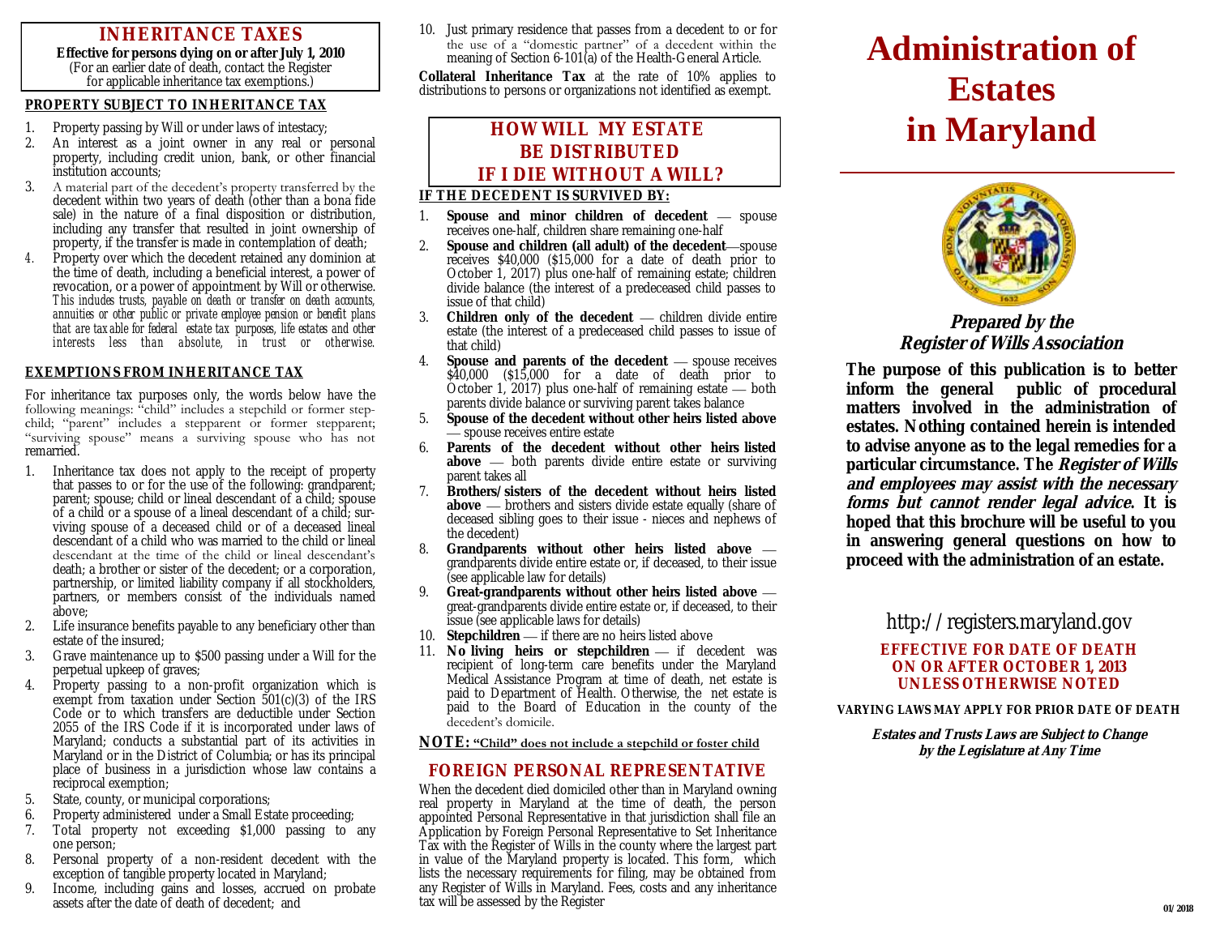## INHERITANCE TAXES

**Effective for persons dying on or after July 1, 2010**
(For an earlier date of death, contact the Register for applicable inheritance tax exemptions.)

### PROPERTY SUBJECT TO INHERITANCE TAX

1. Property passing by Will or under laws of intestacy;
2. An interest as a joint owner in any real or personal property, including credit union, bank, or other financial institution accounts;
3. A material part of the decedent's property transferred by the decedent within two years of death (other than a bona fide sale) in the nature of a final disposition or distribution, including any transfer that resulted in joint ownership of property, if the transfer is made in contemplation of death;
4. Property over which the decedent retained any dominion at the time of death, including a beneficial interest, a power of revocation, or a power of appointment by Will or otherwise. *This includes trusts, payable on death or transfer on death accounts, annuities or other public or private employee pension or benefit plans that are taxable for federal estate tax purposes, life estates and other interests less than absolute, in trust or otherwise.*

### EXEMPTIONS FROM INHERITANCE TAX

For inheritance tax purposes only, the words below have the following meanings: "child" includes a stepchild or former stepchild; "parent" includes a stepparent or former stepparent; "surviving spouse" means a surviving spouse who has not remarried.

1. Inheritance tax does not apply to the receipt of property that passes to or for the use of the following: grandparent; parent; spouse; child or lineal descendant of a child; spouse of a child or a spouse of a lineal descendant of a child; surviving spouse of a deceased child or of a deceased lineal descendant of a child who was married to the child or lineal descendant at the time of the child or lineal descendant's death; a brother or sister of the decedent; or a corporation, partnership, or limited liability company if all stockholders, partners, or members consist of the individuals named above;
2. Life insurance benefits payable to any beneficiary other than estate of the insured;
3. Grave maintenance up to $500 passing under a Will for the perpetual upkeep of graves;
4. Property passing to a non-profit organization which is exempt from taxation under Section 501(c)(3) of the IRS Code or to which transfers are deductible under Section 2055 of the IRS Code if it is incorporated under laws of Maryland; conducts a substantial part of its activities in Maryland or in the District of Columbia; or has its principal place of business in a jurisdiction whose law contains a reciprocal exemption;
5. State, county, or municipal corporations;
6. Property administered under a Small Estate proceeding;
7. Total property not exceeding $1,000 passing to any one person;
8. Personal property of a non-resident decedent with the exception of tangible property located in Maryland;
9. Income, including gains and losses, accrued on probate assets after the date of death of decedent; and
10. Just primary residence that passes from a decedent to or for the use of a "domestic partner" of a decedent within the meaning of Section 6-101(a) of the Health-General Article.

**Collateral Inheritance Tax** at the rate of 10% applies to distributions to persons or organizations not identified as exempt.

## HOW WILL MY ESTATE BE DISTRIBUTED IF I DIE WITHOUT A WILL?

### IF THE DECEDENT IS SURVIVED BY:

1. **Spouse and minor children of decedent** — spouse receives one-half, children share remaining one-half
2. **Spouse and children (all adult) of the decedent**—spouse receives $40,000 ($15,000 for a date of death prior to October 1, 2017) plus one-half of remaining estate; children divide balance (the interest of a predeceased child passes to issue of that child)
3. **Children only of the decedent** — children divide entire estate (the interest of a predeceased child passes to issue of that child)
4. **Spouse and parents of the decedent** — spouse receives $40,000 ($15,000 for a date of death prior to October 1, 2017) plus one-half of remaining estate — both parents divide balance or surviving parent takes balance
5. **Spouse of the decedent without other heirs listed above** — spouse receives entire estate
6. **Parents of the decedent without other heirs listed above** — both parents divide entire estate or surviving parent takes all
7. **Brothers/sisters of the decedent without heirs listed above** — brothers and sisters divide estate equally (share of deceased sibling goes to their issue - nieces and nephews of the decedent)
8. **Grandparents without other heirs listed above** — grandparents divide entire estate or, if deceased, to their issue (see applicable law for details)
9. **Great-grandparents without other heirs listed above** — great-grandparents divide entire estate or, if deceased, to their issue (see applicable laws for details)
10. **Stepchildren** — if there are no heirs listed above
11. **No living heirs or stepchildren** — if decedent was recipient of long-term care benefits under the Maryland Medical Assistance Program at time of death, net estate is paid to Department of Health. Otherwise, the net estate is paid to the Board of Education in the county of the decedent's domicile.

**NOTE: "Child" does not include a stepchild or foster child**

## FOREIGN PERSONAL REPRESENTATIVE

When the decedent died domiciled other than in Maryland owning real property in Maryland at the time of death, the person appointed Personal Representative in that jurisdiction shall file an Application by Foreign Personal Representative to Set Inheritance Tax with the Register of Wills in the county where the largest part in value of the Maryland property is located. This form, which lists the necessary requirements for filing, may be obtained from any Register of Wills in Maryland. Fees, costs and any inheritance tax will be assessed by the Register

# Administration of Estates in Maryland

***Prepared by the Register of Wills Association***

**The purpose of this publication is to better inform the general public of procedural matters involved in the administration of estates. Nothing contained herein is intended to advise anyone as to the legal remedies for a particular circumstance. The *Register of Wills and employees may assist with the necessary forms but cannot render legal advice.* It is hoped that this brochure will be useful to you in answering general questions on how to proceed with the administration of an estate.**

http://registers.maryland.gov

**EFFECTIVE FOR DATE OF DEATH ON OR AFTER OCTOBER 1, 2013 UNLESS OTHERWISE NOTED**

**VARYING LAWS MAY APPLY FOR PRIOR DATE OF DEATH**

***Estates and Trusts Laws are Subject to Change by the Legislature at Any Time***

01/2018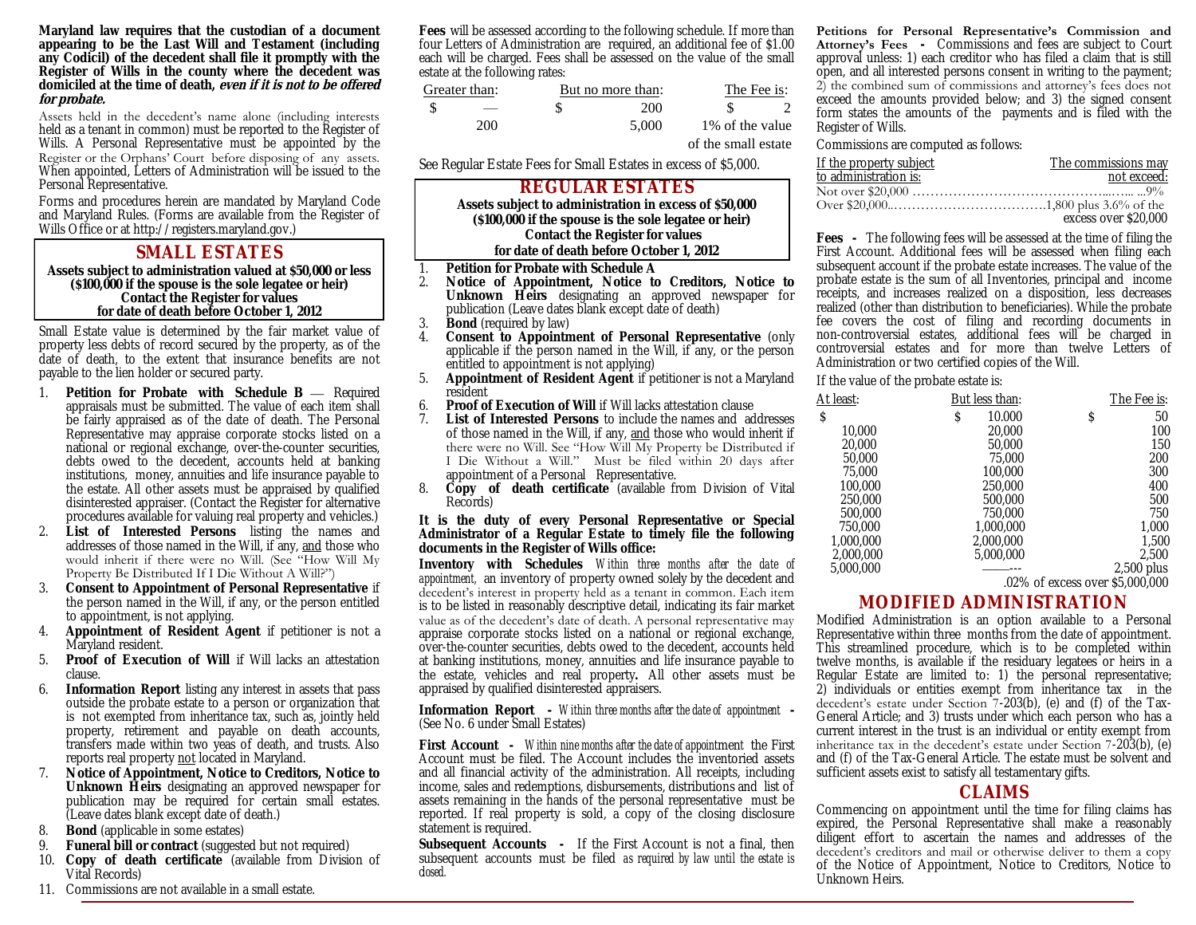**Maryland law requires that the custodian of a document appearing to be the Last Will and Testament (including any Codicil) of the decedent shall file it promptly with the Register of Wills in the county where the decedent was domiciled at the time of death, *even if it is not to be offered for probate.***

Assets held in the decedent's name alone (including interests held as a tenant in common) must be reported to the Register of Wills. A Personal Representative must be appointed by the Register or the Orphans' Court before disposing of any assets. When appointed, Letters of Administration will be issued to the Personal Representative.

Forms and procedures herein are mandated by Maryland Code and Maryland Rules. (Forms are available from the Register of Wills Office or at http://registers.maryland.gov.)

## SMALL ESTATES

**Assets subject to administration valued at $50,000 or less ($100,000 if the spouse is the sole legatee or heir) Contact the Register for values for date of death before October 1, 2012**

Small Estate value is determined by the fair market value of property less debts of record secured by the property, as of the date of death, to the extent that insurance benefits are not payable to the lien holder or secured party.

1. **Petition for Probate with Schedule B** — Required appraisals must be submitted. The value of each item shall be fairly appraised as of the date of death. The Personal Representative may appraise corporate stocks listed on a national or regional exchange, over-the-counter securities, debts owed to the decedent, accounts held at banking institutions, money, annuities and life insurance payable to the estate. All other assets must be appraised by qualified disinterested appraiser. (Contact the Register for alternative procedures available for valuing real property and vehicles.)
2. **List of Interested Persons** listing the names and addresses of those named in the Will, if any, and those who would inherit if there were no Will. (See "How Will My Property Be Distributed If I Die Without A Will?")
3. **Consent to Appointment of Personal Representative** if the person named in the Will, if any, or the person entitled to appointment, is not applying.
4. **Appointment of Resident Agent** if petitioner is not a Maryland resident.
5. **Proof of Execution of Will** if Will lacks an attestation clause.
6. **Information Report** listing any interest in assets that pass outside the probate estate to a person or organization that is not exempted from inheritance tax, such as, jointly held property, retirement and payable on death accounts, transfers made within two years of death, and trusts. Also reports real property not located in Maryland.
7. **Notice of Appointment, Notice to Creditors, Notice to Unknown Heirs** designating an approved newspaper for publication may be required for certain small estates. (Leave dates blank except date of death.)
8. **Bond** (applicable in some estates)
9. **Funeral bill or contract** (suggested but not required)
10. **Copy of death certificate** (available from Division of Vital Records)
11. Commissions are not available in a small estate.

**Fees** will be assessed according to the following schedule. If more than four Letters of Administration are required, an additional fee of $1.00 each will be charged. Fees shall be assessed on the value of the small estate at the following rates:

| Greater than: | But no more than: | The Fee is: |
|---|---|---|
| $ — | $ 200 | $ 2 |
| 200 | 5,000 | 1% of the value of the small estate |

See Regular Estate Fees for Small Estates in excess of $5,000.

## REGULAR ESTATES

**Assets subject to administration in excess of $50,000 ($100,000 if the spouse is the sole legatee or heir) Contact the Register for values for date of death before October 1, 2012**

1. **Petition for Probate with Schedule A**
2. **Notice of Appointment, Notice to Creditors, Notice to Unknown Heirs** designating an approved newspaper for publication (Leave dates blank except date of death)
3. **Bond** (required by law)
4. **Consent to Appointment of Personal Representative** (only applicable if the person named in the Will, if any, or the person entitled to appointment is not applying)
5. **Appointment of Resident Agent** if petitioner is not a Maryland resident
6. **Proof of Execution of Will** if Will lacks attestation clause
7. **List of Interested Persons** to include the names and addresses of those named in the Will, if any, and of those who would inherit if there were no Will. See "How Will My Property be Distributed if I Die Without a Will." Must be filed within 20 days after appointment of a Personal Representative.
8. **Copy of death certificate** (available from Division of Vital Records)

**It is the duty of every Personal Representative or Special Administrator of a Regular Estate to timely file the following documents in the Register of Wills office:**

**Inventory with Schedules** *Within three months after the date of appointment,* an inventory of property owned solely by the decedent and decedent's interest in property held as a tenant in common. Each item is to be listed in reasonably descriptive detail, indicating its fair market value as of the decedent's date of death. A personal representative may appraise corporate stocks listed on a national or regional exchange, over-the-counter securities, debts owed to the decedent, accounts held at banking institutions, money, annuities and life insurance payable to the estate, vehicles and real property**.** All other assets must be appraised by qualified disinterested appraisers.

**Information Report -** *Within three months after the date of appointment* **-** (See No. 6 under Small Estates)

**First Account -** *Within nine months after the date of appointment* the First Account must be filed. The Account includes the inventoried assets and all financial activity of the administration. All receipts, including income, sales and redemptions, disbursements, distributions and list of assets remaining in the hands of the personal representative must be reported. If real property is sold, a copy of the closing disclosure statement is required.

**Subsequent Accounts -** If the First Account is not a final, then subsequent accounts must be filed *as required by law until the estate is closed.*

**Petitions for Personal Representative's Commission and Attorney's Fees -** Commissions and fees are subject to Court approval unless: 1) each creditor who has filed a claim that is still open, and all interested persons consent in writing to the payment; 2) the combined sum of commissions and attorney's fees does not exceed the amounts provided below; and 3) the signed consent form states the amounts of the payments and is filed with the Register of Wills.

Commissions are computed as follows:

| If the property subject to administration is: | The commissions may not exceed: |
|---|---|
| Not over $20,000 | 9% |
| Over $20,000 | 1,800 plus 3.6% of the excess over $20,000 |

**Fees -** The following fees will be assessed at the time of filing the First Account. Additional fees will be assessed when filing each subsequent account if the probate estate increases. The value of the probate estate is the sum of all Inventories, principal and income receipts, and increases realized on a disposition, less decreases realized (other than distribution to beneficiaries). While the probate fee covers the cost of filing and recording documents in non-controversial estates, additional fees will be charged in controversial estates and for more than twelve Letters of Administration or two certified copies of the Will.

If the value of the probate estate is:

| At least: | But less than: | The Fee is: |
|---|---|---|
| $ | $ 10,000 | $ 50 |
| 10,000 | 20,000 | 100 |
| 20,000 | 50,000 | 150 |
| 50,000 | 75,000 | 200 |
| 75,000 | 100,000 | 300 |
| 100,000 | 250,000 | 400 |
| 250,000 | 500,000 | 500 |
| 500,000 | 750,000 | 750 |
| 750,000 | 1,000,000 | 1,000 |
| 1,000,000 | 2,000,000 | 1,500 |
| 2,000,000 | 5,000,000 | 2,500 |
| 5,000,000 | ——--- | 2,500 plus .02% of excess over $5,000,000 |

## MODIFIED ADMINISTRATION

Modified Administration is an option available to a Personal Representative within three months from the date of appointment. This streamlined procedure, which is to be completed within twelve months, is available if the residuary legatees or heirs in a Regular Estate are limited to: 1) the personal representative; 2) individuals or entities exempt from inheritance tax in the decedent's estate under Section 7-203(b), (e) and (f) of the Tax-General Article; and 3) trusts under which each person who has a current interest in the trust is an individual or entity exempt from inheritance tax in the decedent's estate under Section 7-203(b), (e) and (f) of the Tax-General Article. The estate must be solvent and sufficient assets exist to satisfy all testamentary gifts.

## CLAIMS

Commencing on appointment until the time for filing claims has expired, the Personal Representative shall make a reasonably diligent effort to ascertain the names and addresses of the decedent's creditors and mail or otherwise deliver to them a copy of the Notice of Appointment, Notice to Creditors, Notice to Unknown Heirs.